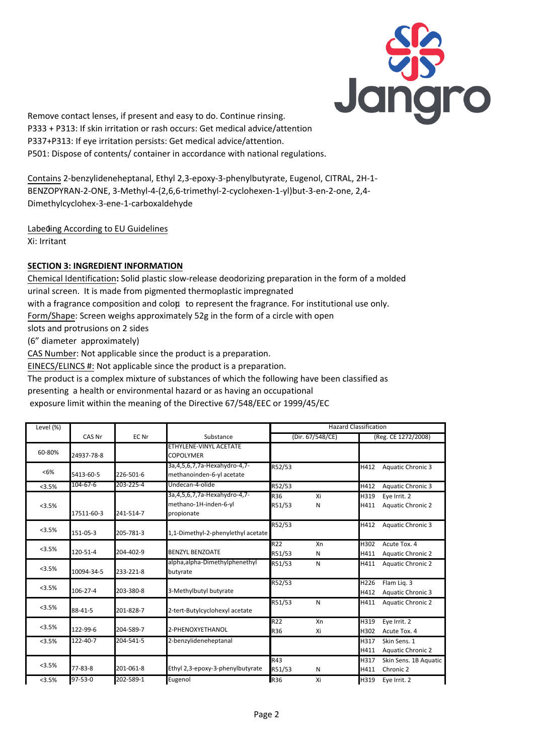Remove contact lenses, if present and easy to do. Continue rinsing.
P333 + P313: If skin irritation or rash occurs: Get medical advice/attention
P337+P313: If eye irritation persists: Get medical advice/attention.
P501: Dispose of contents/ container in accordance with national regulations.

Contains 2-benzylideneheptanal, Ethyl 2,3-epoxy-3-phenylbutyrate, Eugenol, CITRAL, 2H-1-BENZOPYRAN-2-ONE, 3-Methyl-4-(2,6,6-trimethyl-2-cyclohexen-1-yl)but-3-en-2-one, 2,4-Dimethylcyclohex-3-ene-1-carboxaldehyde

Labeling According to EU Guidelines
Xi: Irritant

## SECTION 3: INGREDIENT INFORMATION

Chemical Identification**:** Solid plastic slow-release deodorizing preparation in the form of a molded urinal screen. It is made from pigmented thermoplastic impregnated with a fragrance composition and colour to represent the fragrance. For institutional use only.
Form/Shape: Screen weighs approximately 52g in the form of a circle with open slots and protrusions on 2 sides
(6" diameter approximately)
CAS Number: Not applicable since the product is a preparation.
EINECS/ELINCS #: Not applicable since the product is a preparation.
The product is a complex mixture of substances of which the following have been classified as presenting a health or environmental hazard or as having an occupational exposure limit within the meaning of the Directive 67/548/EEC or 1999/45/EC

| Level (%) | CAS Nr | EC Nr | Substance | Hazard Classification (Dir. 67/548/CE) | | Hazard Classification (Reg. CE 1272/2008) | |
|---|---|---|---|---|---|---|---|
| 60-80% | 24937-78-8 | | ETHYLENE-VINYL ACETATE COPOLYMER | | | | |
| <6% | 5413-60-5 | 226-501-6 | 3a,4,5,6,7,7a-Hexahydro-4,7-methanoinden-6-yl acetate | R52/53 | | H412 | Aquatic Chronic 3 |
| <3.5% | 104-67-6 | 203-225-4 | Undecan-4-olide | R52/53 | | H412 | Aquatic Chronic 3 |
| <3.5% | 17511-60-3 | 241-514-7 | 3a,4,5,6,7,7a-Hexahydro-4,7-methano-1H-inden-6-yl propionate | R36<br>R51/53 | Xi<br>N | H319<br>H411 | Eye Irrit. 2<br>Aquatic Chronic 2 |
| <3.5% | 151-05-3 | 205-781-3 | 1,1-Dimethyl-2-phenylethyl acetate | R52/53 | | H412 | Aquatic Chronic 3 |
| <3.5% | 120-51-4 | 204-402-9 | BENZYL BENZOATE | R22<br>R51/53 | Xn<br>N | H302<br>H411 | Acute Tox. 4<br>Aquatic Chronic 2 |
| <3.5% | 10094-34-5 | 233-221-8 | alpha,alpha-Dimethylphenethyl butyrate | R51/53 | N | H411 | Aquatic Chronic 2 |
| <3.5% | 106-27-4 | 203-380-8 | 3-Methylbutyl butyrate | R52/53 | | H226<br>H412 | Flam Liq. 3<br>Aquatic Chronic 3 |
| <3.5% | 88-41-5 | 201-828-7 | 2-tert-Butylcyclohexyl acetate | R51/53 | N | H411 | Aquatic Chronic 2 |
| <3.5% | 122-99-6 | 204-589-7 | 2-PHENOXYETHANOL | R22<br>R36 | Xn<br>Xi | H319<br>H302 | Eye Irrit. 2<br>Acute Tox. 4 |
| <3.5% | 122-40-7 | 204-541-5 | 2-benzylideneheptanal | | | H317<br>H411 | Skin Sens. 1<br>Aquatic Chronic 2 |
| <3.5% | 77-83-8 | 201-061-8 | Ethyl 2,3-epoxy-3-phenylbutyrate | R43<br>R51/53 | <br>N | H317<br>H411 | Skin Sens. 1B Aquatic<br>Chronic 2 |
| <3.5% | 97-53-0 | 202-589-1 | Eugenol | R36 | Xi | H319 | Eye Irrit. 2 |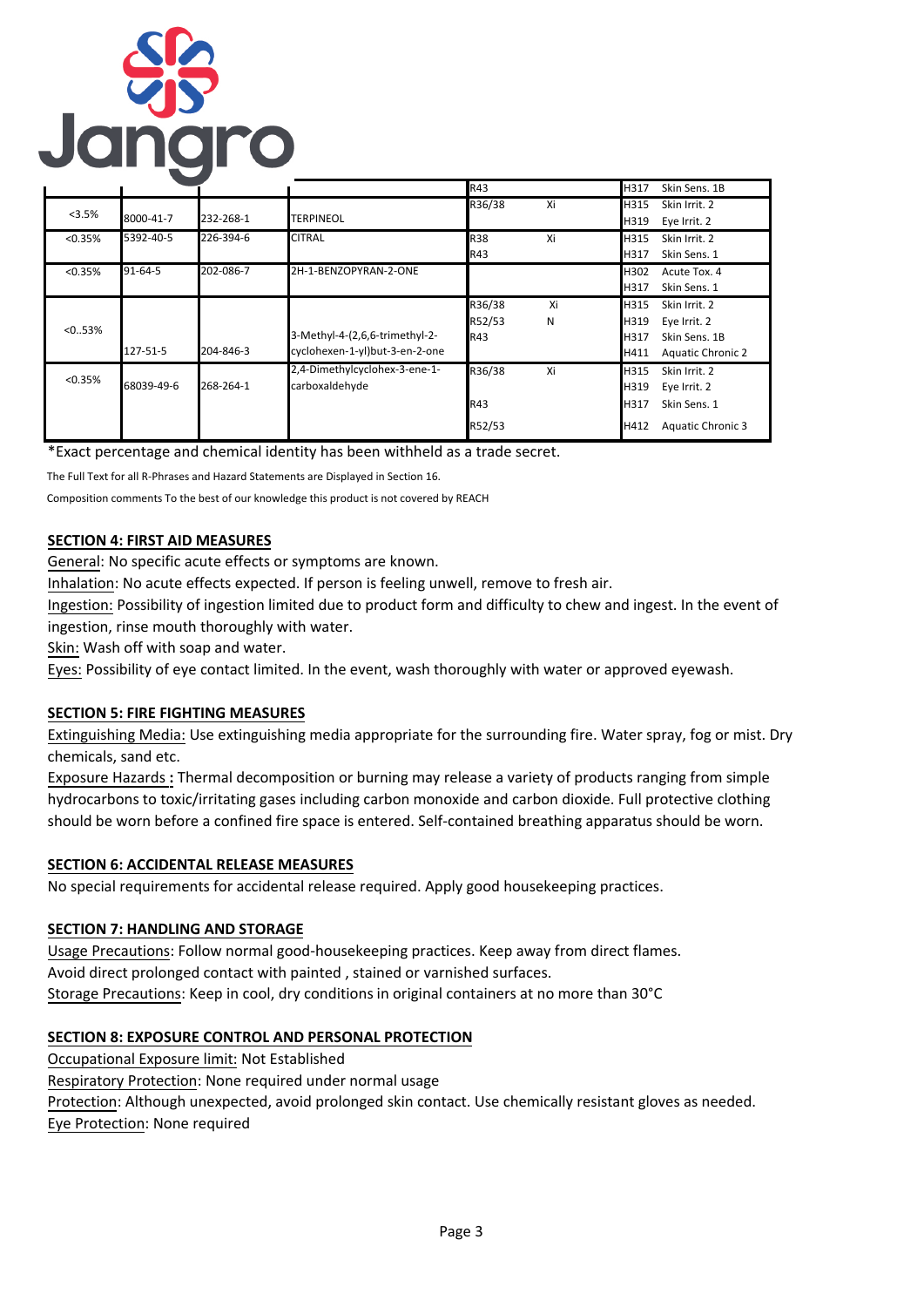| | | | | | | |
|---|---|---|---|---|---|---|
| | | | | R43 | | H317 Skin Sens. 1B |
| <3.5% | 8000-41-7 | 232-268-1 | TERPINEOL | R36/38 | Xi | H315 Skin Irrit. 2<br>H319 Eye Irrit. 2 |
| <0.35% | 5392-40-5 | 226-394-6 | CITRAL | R38<br>R43 | Xi | H315 Skin Irrit. 2<br>H317 Skin Sens. 1 |
| <0.35% | 91-64-5 | 202-086-7 | 2H-1-BENZOPYRAN-2-ONE | | | H302 Acute Tox. 4<br>H317 Skin Sens. 1 |
| <0..53% | 127-51-5 | 204-846-3 | 3-Methyl-4-(2,6,6-trimethyl-2-cyclohexen-1-yl)but-3-en-2-one | R36/38<br>R52/53<br>R43 | Xi<br>N | H315 Skin Irrit. 2<br>H319 Eye Irrit. 2<br>H317 Skin Sens. 1B<br>H411 Aquatic Chronic 2 |
| <0.35% | 68039-49-6 | 268-264-1 | 2,4-Dimethylcyclohex-3-ene-1-carboxaldehyde | R36/38<br>R43<br>R52/53 | Xi | H315 Skin Irrit. 2<br>H319 Eye Irrit. 2<br>H317 Skin Sens. 1<br>H412 Aquatic Chronic 3 |

*Exact percentage and chemical identity has been withheld as a trade secret.

The Full Text for all R-Phrases and Hazard Statements are Displayed in Section 16.

Composition comments To the best of our knowledge this product is not covered by REACH

## SECTION 4: FIRST AID MEASURES

General: No specific acute effects or symptoms are known.

Inhalation: No acute effects expected. If person is feeling unwell, remove to fresh air.

Ingestion: Possibility of ingestion limited due to product form and difficulty to chew and ingest. In the event of ingestion, rinse mouth thoroughly with water.

Skin: Wash off with soap and water.

Eyes: Possibility of eye contact limited. In the event, wash thoroughly with water or approved eyewash.

## SECTION 5: FIRE FIGHTING MEASURES

Extinguishing Media: Use extinguishing media appropriate for the surrounding fire. Water spray, fog or mist. Dry chemicals, sand etc.

Exposure Hazards **:** Thermal decomposition or burning may release a variety of products ranging from simple hydrocarbons to toxic/irritating gases including carbon monoxide and carbon dioxide. Full protective clothing should be worn before a confined fire space is entered. Self-contained breathing apparatus should be worn.

## SECTION 6: ACCIDENTAL RELEASE MEASURES

No special requirements for accidental release required. Apply good housekeeping practices.

## SECTION 7: HANDLING AND STORAGE

Usage Precautions: Follow normal good-housekeeping practices. Keep away from direct flames. Avoid direct prolonged contact with painted , stained or varnished surfaces.

Storage Precautions: Keep in cool, dry conditions in original containers at no more than 30°C

## SECTION 8: EXPOSURE CONTROL AND PERSONAL PROTECTION

Occupational Exposure limit: Not Established

Respiratory Protection: None required under normal usage

Protection: Although unexpected, avoid prolonged skin contact. Use chemically resistant gloves as needed.

Eye Protection: None required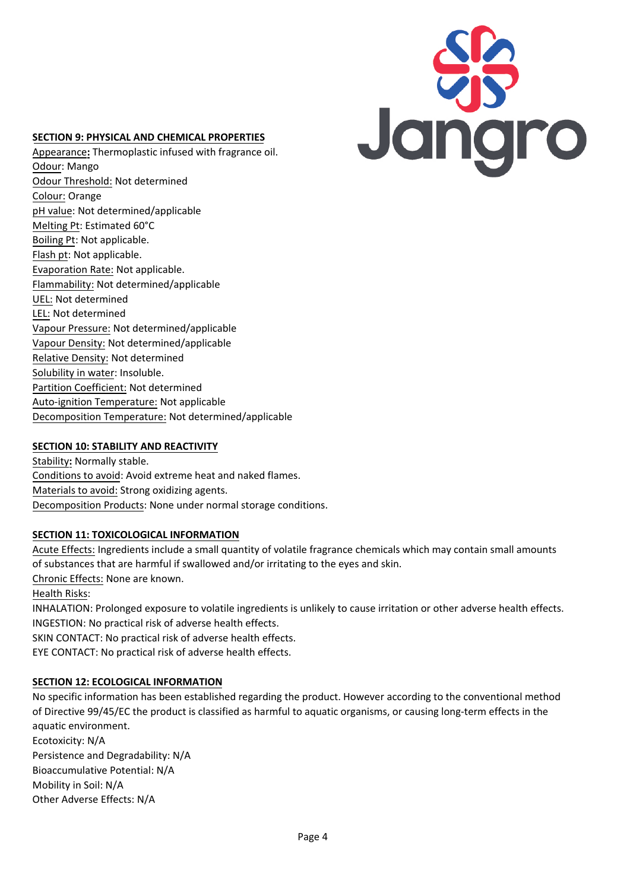## SECTION 9: PHYSICAL AND CHEMICAL PROPERTIES

Appearance: Thermoplastic infused with fragrance oil.
Odour: Mango
Odour Threshold: Not determined
Colour: Orange
pH value: Not determined/applicable
Melting Pt: Estimated 60°C
Boiling Pt: Not applicable.
Flash pt: Not applicable.
Evaporation Rate: Not applicable.
Flammability: Not determined/applicable
UEL: Not determined
LEL: Not determined
Vapour Pressure: Not determined/applicable
Vapour Density: Not determined/applicable
Relative Density: Not determined
Solubility in water: Insoluble.
Partition Coefficient: Not determined
Auto-ignition Temperature: Not applicable
Decomposition Temperature: Not determined/applicable

## SECTION 10: STABILITY AND REACTIVITY

Stability: Normally stable.
Conditions to avoid: Avoid extreme heat and naked flames.
Materials to avoid: Strong oxidizing agents.
Decomposition Products: None under normal storage conditions.

## SECTION 11: TOXICOLOGICAL INFORMATION

Acute Effects: Ingredients include a small quantity of volatile fragrance chemicals which may contain small amounts of substances that are harmful if swallowed and/or irritating to the eyes and skin.
Chronic Effects: None are known.
Health Risks:
INHALATION: Prolonged exposure to volatile ingredients is unlikely to cause irritation or other adverse health effects.
INGESTION: No practical risk of adverse health effects.
SKIN CONTACT: No practical risk of adverse health effects.
EYE CONTACT: No practical risk of adverse health effects.

## SECTION 12: ECOLOGICAL INFORMATION

No specific information has been established regarding the product. However according to the conventional method of Directive 99/45/EC the product is classified as harmful to aquatic organisms, or causing long-term effects in the aquatic environment.
Ecotoxicity: N/A
Persistence and Degradability: N/A
Bioaccumulative Potential: N/A
Mobility in Soil: N/A
Other Adverse Effects: N/A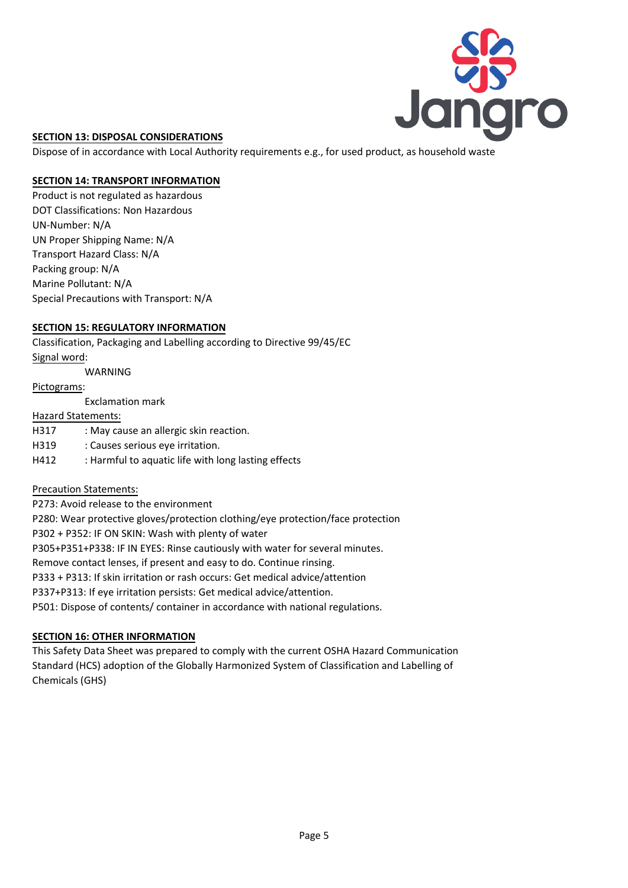## SECTION 13: DISPOSAL CONSIDERATIONS

Dispose of in accordance with Local Authority requirements e.g., for used product, as household waste

## SECTION 14: TRANSPORT INFORMATION

Product is not regulated as hazardous
DOT Classifications: Non Hazardous
UN-Number: N/A
UN Proper Shipping Name: N/A
Transport Hazard Class: N/A
Packing group: N/A
Marine Pollutant: N/A
Special Precautions with Transport: N/A

## SECTION 15: REGULATORY INFORMATION

Classification, Packaging and Labelling according to Directive 99/45/EC

Signal word:

WARNING

Pictograms:

Exclamation mark

Hazard Statements:

H317 : May cause an allergic skin reaction.
H319 : Causes serious eye irritation.
H412 : Harmful to aquatic life with long lasting effects

Precaution Statements:

P273: Avoid release to the environment
P280: Wear protective gloves/protection clothing/eye protection/face protection
P302 + P352: IF ON SKIN: Wash with plenty of water
P305+P351+P338: IF IN EYES: Rinse cautiously with water for several minutes. Remove contact lenses, if present and easy to do. Continue rinsing.
P333 + P313: If skin irritation or rash occurs: Get medical advice/attention
P337+P313: If eye irritation persists: Get medical advice/attention.
P501: Dispose of contents/ container in accordance with national regulations.

## SECTION 16: OTHER INFORMATION

This Safety Data Sheet was prepared to comply with the current OSHA Hazard Communication Standard (HCS) adoption of the Globally Harmonized System of Classification and Labelling of Chemicals (GHS)